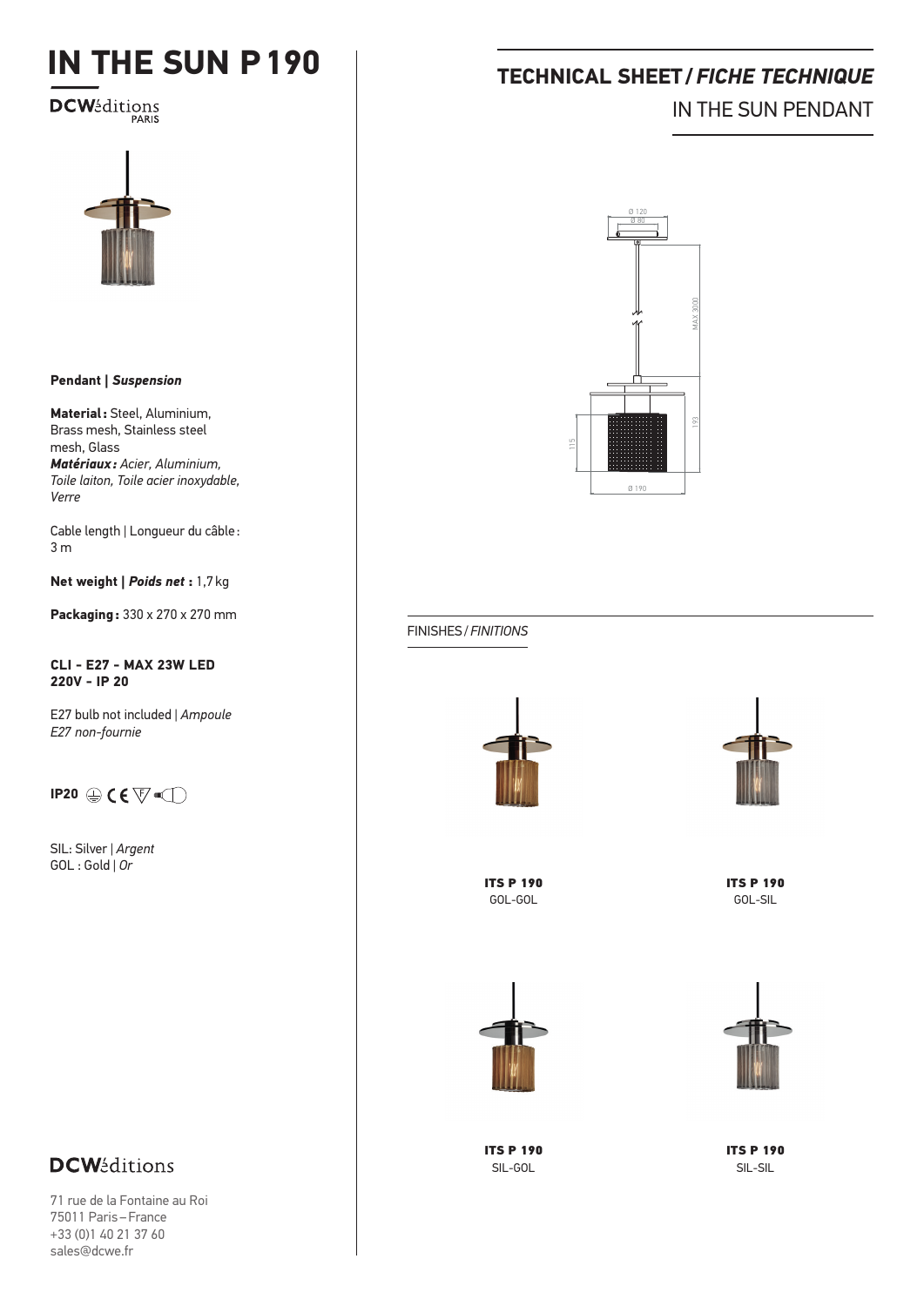# IN THE SUN P 190

DCWéditions PARIS

**Pendant | *Suspension***

**Material :** Steel, Aluminium, Brass mesh, Stainless steel mesh, Glass
***Matériaux :*** *Acier, Aluminium, Toile laiton, Toile acier inoxydable, Verre*

Cable length | Longueur du câble : 3 m

**Net weight | *Poids net* :** 1,7 kg

**Packaging :** 330 x 270 x 270 mm

**CLI - E27 - MAX 23W LED 220V - IP 20**

E27 bulb not included | *Ampoule E27 non-fournie*

**IP20**

SIL: Silver | *Argent*
GOL : Gold | *Or*

DCWéditions

71 rue de la Fontaine au Roi
75011 Paris – France
+33 (0)1 40 21 37 60
sales@dcwe.fr

## TECHNICAL SHEET / *FICHE TECHNIQUE*

IN THE SUN PENDANT

Ø 120
Ø 80
MAX 3000
193
115
Ø 190

FINISHES / *FINITIONS*

**ITS P 190**
GOL-GOL

**ITS P 190**
GOL-SIL

**ITS P 190**
SIL-GOL

**ITS P 190**
SIL-SIL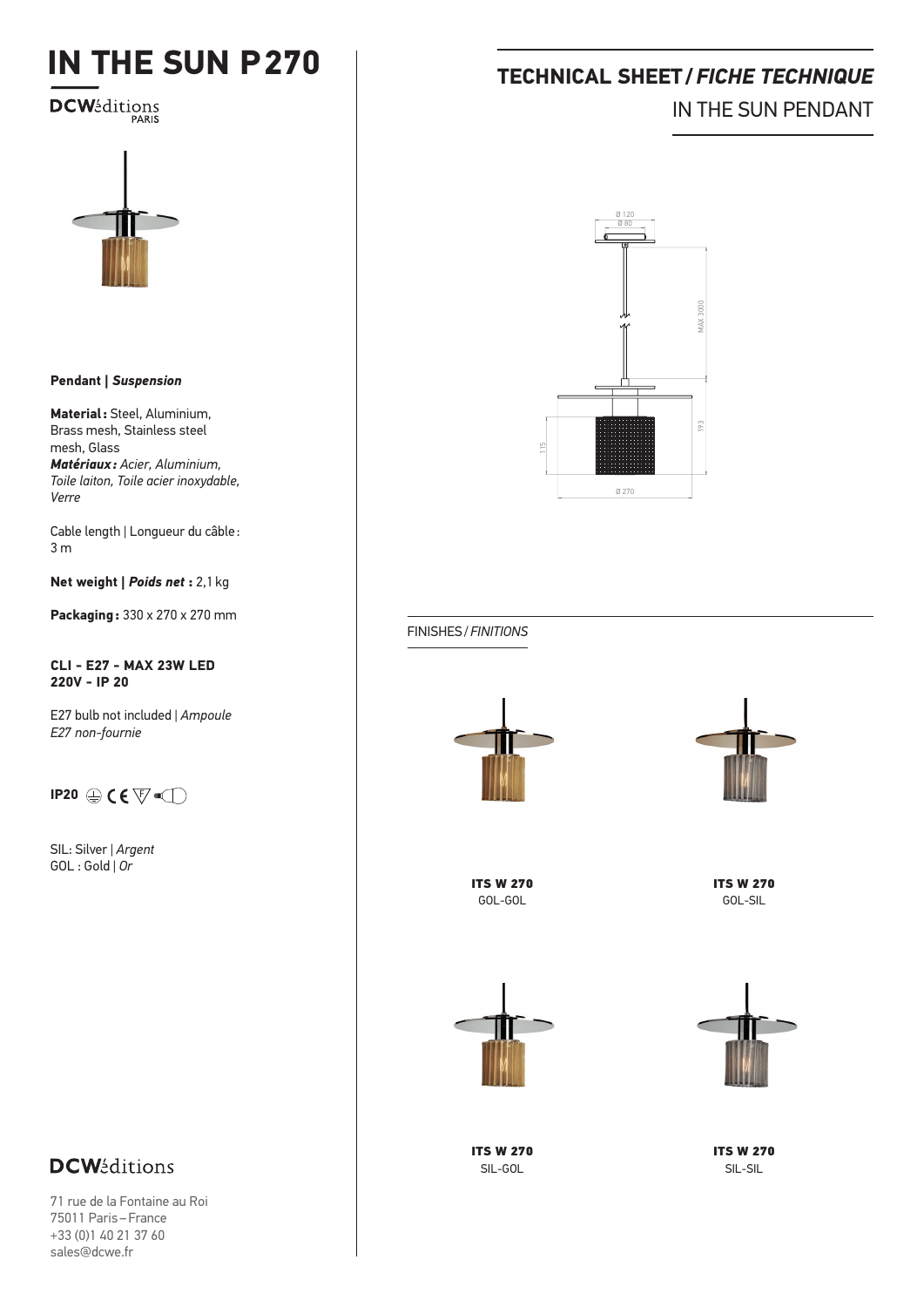# IN THE SUN P270

DCWéditions PARIS

**Pendant | *Suspension***

**Material :** Steel, Aluminium, Brass mesh, Stainless steel mesh, Glass
***Matériaux :*** *Acier, Aluminium, Toile laiton, Toile acier inoxydable, Verre*

Cable length | Longueur du câble : 3 m

**Net weight | *Poids net* :** 2,1 kg

**Packaging :** 330 x 270 x 270 mm

**CLI - E27 - MAX 23W LED 220V - IP 20**

E27 bulb not included | *Ampoule E27 non-fournie*

**IP20**

SIL: Silver | *Argent*
GOL : Gold | *Or*

## TECHNICAL SHEET / *FICHE TECHNIQUE*

IN THE SUN PENDANT

Ø 120
Ø 80
MAX 3000
193
115
Ø 270

FINISHES / *FINITIONS*

**ITS W 270**
GOL-GOL

**ITS W 270**
GOL-SIL

**ITS W 270**
SIL-GOL

**ITS W 270**
SIL-SIL

DCWéditions

71 rue de la Fontaine au Roi
75011 Paris – France
+33 (0)1 40 21 37 60
sales@dcwe.fr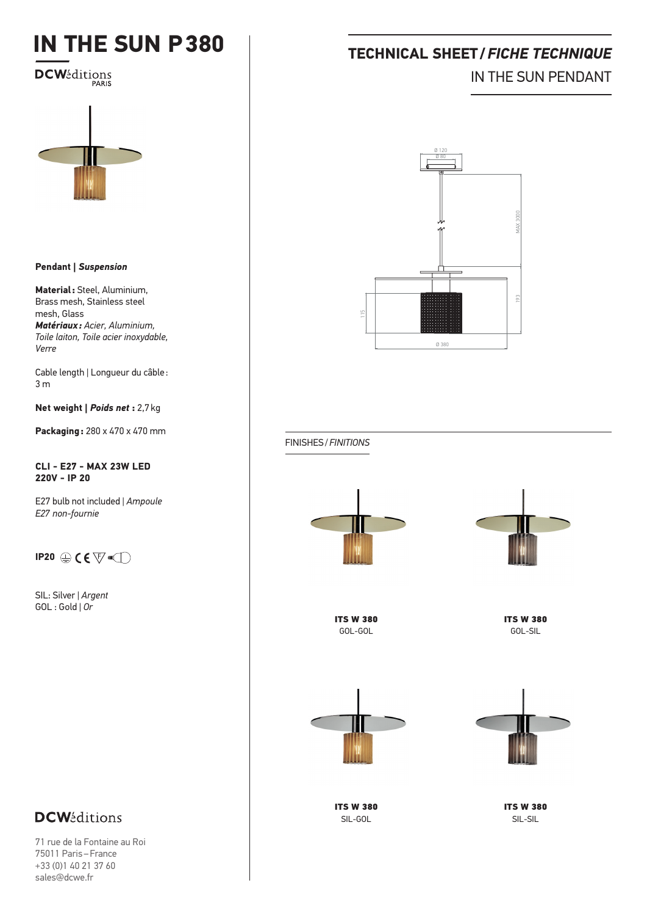# IN THE SUN P380

DCWéditions PARIS

## TECHNICAL SHEET / *FICHE TECHNIQUE*

IN THE SUN PENDANT

Ø 120
Ø 80
MAX 3000
193
115
Ø 380

**Pendant | *Suspension***

**Material:** Steel, Aluminium, Brass mesh, Stainless steel mesh, Glass
***Matériaux:*** *Acier, Aluminium, Toile laiton, Toile acier inoxydable, Verre*

Cable length | Longueur du câble : 3 m

**Net weight | *Poids net* :** 2,7 kg

**Packaging:** 280 x 470 x 470 mm

**CLI - E27 - MAX 23W LED**
**220V - IP 20**

E27 bulb not included | *Ampoule E27 non-fournie*

**IP20**

SIL: Silver | *Argent*
GOL : Gold | *Or*

FINISHES / *FINITIONS*

**ITS W 380**
GOL-GOL

**ITS W 380**
GOL-SIL

**ITS W 380**
SIL-GOL

**ITS W 380**
SIL-SIL

DCWéditions

71 rue de la Fontaine au Roi
75011 Paris – France
+33 (0)1 40 21 37 60
sales@dcwe.fr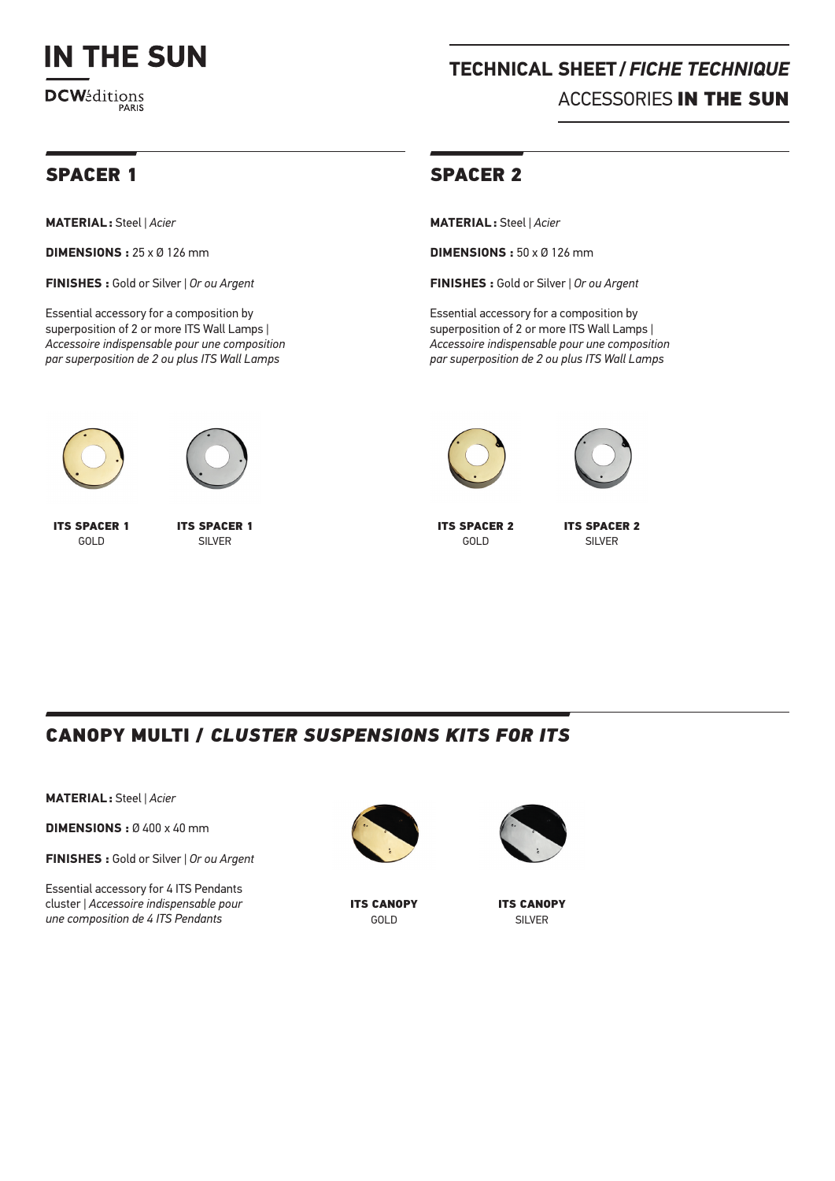# IN THE SUN

DCWéditions PARIS

## TECHNICAL SHEET / *FICHE TECHNIQUE*

ACCESSORIES **IN THE SUN**

## SPACER 1

**MATERIAL :** Steel | *Acier*

**DIMENSIONS :** 25 x Ø 126 mm

**FINISHES :** Gold or Silver | *Or ou Argent*

Essential accessory for a composition by superposition of 2 or more ITS Wall Lamps | *Accessoire indispensable pour une composition par superposition de 2 ou plus ITS Wall Lamps*

**ITS SPACER 1**
GOLD

**ITS SPACER 1**
SILVER

## SPACER 2

**MATERIAL :** Steel | *Acier*

**DIMENSIONS :** 50 x Ø 126 mm

**FINISHES :** Gold or Silver | *Or ou Argent*

Essential accessory for a composition by superposition of 2 or more ITS Wall Lamps | *Accessoire indispensable pour une composition par superposition de 2 ou plus ITS Wall Lamps*

**ITS SPACER 2**
GOLD

**ITS SPACER 2**
SILVER

## CANOPY MULTI / *CLUSTER SUSPENSIONS KITS FOR ITS*

**MATERIAL :** Steel | *Acier*

**DIMENSIONS :** Ø 400 x 40 mm

**FINISHES :** Gold or Silver | *Or ou Argent*

Essential accessory for 4 ITS Pendants cluster | *Accessoire indispensable pour une composition de 4 ITS Pendants*

**ITS CANOPY**
GOLD

**ITS CANOPY**
SILVER